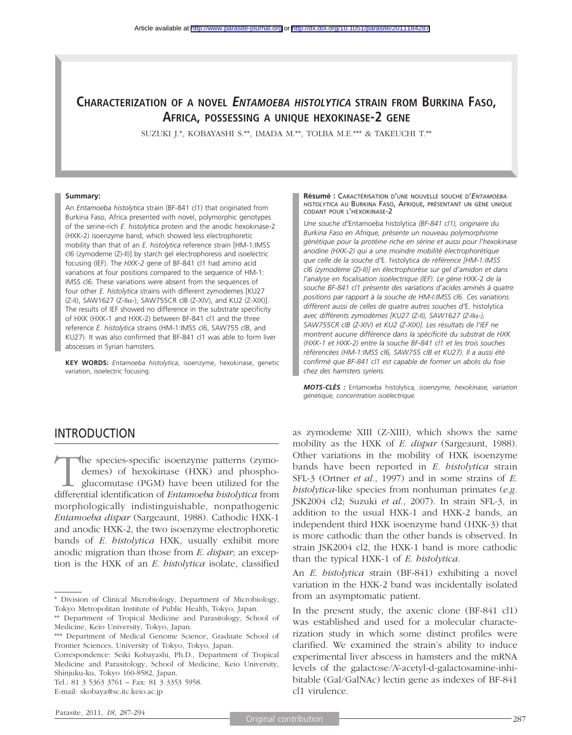Article available at http://www.parasite-journal.org or http://dx.doi.org/10.1051/parasite/2011184287

# CHARACTERIZATION OF A NOVEL *ENTAMOEBA HISTOLYTICA* STRAIN FROM BURKINA FASO, AFRICA, POSSESSING A UNIQUE HEXOKINASE-2 GENE

SUZUKI J.*, KOBAYASHI S.**, IMADA M.**, TOLBA M.E.*** & TAKEUCHI T.**

**Summary:**

An *Entamoeba histolytica* strain (BF-841 cl1) that originated from Burkina Faso, Africa presented with novel, polymorphic genotypes of the serine-rich *E. histolytica* protein and the anodic hexokinase-2 (HXK-2) isoenzyme band, which showed less electrophoretic mobility than that of an *E. histolytica* reference strain [HM-1:IMSS cl6 (zymodeme (Z)-II)] by starch gel electrophoresis and isoelectric focusing (IEF). The *HXK-2* gene of BF-841 cl1 had amino acid variations at four positions compared to the sequence of HM-1: IMSS cl6. These variations were absent from the sequences of four other *E. histolytica* strains with different zymodemes [KU27 (Z-II), SAW1627 (Z-IIα-), SAW755CR clB (Z-XIV), and KU2 (Z-XIX)]. The results of IEF showed no difference in the substrate specificity of HXK (HXK-1 and HXK-2) between BF-841 cl1 and the three reference *E. histolytica* strains (HM-1:IMSS cl6, SAW755 clB, and KU27). It was also confirmed that BF-841 cl1 was able to form liver abscesses in Syrian hamsters.

**KEY WORDS:** *Entamoeba histolytica*, isoenzyme, hexokinase, genetic variation, isoelectric focusing.

**Résumé :** CARACTÉRISATION D'UNE NOUVELLE SOUCHE D'*ENTAMOEBA HISTOLYTICA* AU BURKINA FASO, AFRIQUE, PRÉSENTANT UN GÈNE UNIQUE CODANT POUR L'HEXOKINASE-2

*Une souche d'*Entamoeba histolytica *(BF-841 cl1), originaire du Burkina Faso en Afrique, présente un nouveau polymorphisme génétique pour la protéine riche en sérine et aussi pour l'hexokinase anodine (HXK-2) qui a une moindre mobilité électrophorétique que celle de la souche d'*E. histolytica *de référence [HM-1:IMSS cl6 (zymodème (Z)-II)] en électrophorèse sur gel d'amidon et dans l'analyse en focalisation isoélectrique (IEF). Le gène* HXK-2 *de la souche BF-841 cl1 présente des variations d'acides aminés à quatre positions par rapport à la souche de HM-I:IMSS cl6. Ces variations diffèrent aussi de celles de quatre autres souches d'*E. histolytica *avec différents zymodèmes [KU27 (Z-II), SAW1627 (Z-IIα-), SAW755CR clB (Z-XIV) et KU2 (Z-XIX)]. Les résultats de l'IEF ne montrent aucune différence dans la spécificité du substrat de HXK (HXK-1 et HXK-2) entre la souche BF-841 cl1 et les trois souches référencées (HM-1:IMSS cl6, SAW755 clB et KU27). Il a aussi été confirmé que BF-841 cl1 est capable de former un abcès du foie chez des hamsters syriens.*

***MOTS-CLÉS :*** Entamoeba histolytica*, isoenzyme, hexokinase, variation génétique, concentration isoélectrique.*

## INTRODUCTION

The species-specific isoenzyme patterns (zymodemes) of hexokinase (HXK) and phosphoglucomutase (PGM) have been utilized for the differential identification of *Entamoeba histolytica* from morphologically indistinguishable, nonpathogenic *Entamoeba dispar* (Sargeaunt, 1988). Cathodic HXK-1 and anodic HXK-2, the two isoenzyme electrophoretic bands of *E. histolytica* HXK, usually exhibit more anodic migration than those from *E. dispar*; an exception is the HXK of an *E. histolytica* isolate, classified as zymodeme XIII (Z-XIII), which shows the same mobility as the HXK of *E. dispar* (Sargeaunt, 1988). Other variations in the mobility of HXK isoenzyme bands have been reported in *E. histolytica* strain SFL-3 (Ortner *et al.*, 1997) and in some strains of *E. histolytica*-like species from nonhuman primates (*e.g.* JSK2004 cl2; Suzuki *et al.*, 2007). In strain SFL-3, in addition to the usual HXK-1 and HXK-2 bands, an independent third HXK isoenzyme band (HXK-3) that is more cathodic than the other bands is observed. In strain JSK2004 cl2, the HXK-1 band is more cathodic than the typical HXK-1 of *E. histolytica*.

An *E. histolytica* strain (BF-841) exhibiting a novel variation in the HXK-2 band was incidentally isolated from an asymptomatic patient.

In the present study, the axenic clone (BF-841 cl1) was established and used for a molecular characterization study in which some distinct profiles were clarified. We examined the strain's ability to induce experimental liver abscess in hamsters and the mRNA levels of the galactose/*N*-acetyl-d-galactosamine-inhibitable (Gal/GalNAc) lectin gene as indexes of BF-841 cl1 virulence.

---

\* Division of Clinical Microbiology, Department of Microbiology, Tokyo Metropolitan Institute of Public Health, Tokyo, Japan.

\*\* Department of Tropical Medicine and Parasitology, School of Medicine, Keio University, Tokyo, Japan.

\*\*\* Department of Medical Genome Science, Graduate School of Frontier Sciences, University of Tokyo, Tokyo, Japan.

Correspondence: Seiki Kobayashi, Ph.D., Department of Tropical Medicine and Parasitology, School of Medicine, Keio University, Shinjuku-ku, Tokyo 160-8582, Japan.

Tel.: 81 3 5363 3761 – Fax: 81 3 3353 5958.

E-mail: skobaya@sc.itc.keio.ac.jp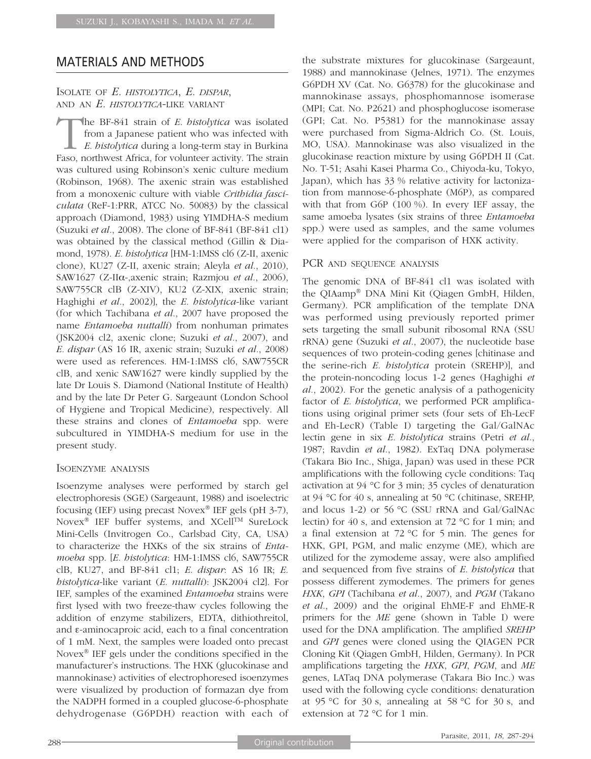## MATERIALS AND METHODS

### Isolate of *E. histolytica*, *E. dispar*, and an *E. histolytica*-like variant

The BF-841 strain of *E. histolytica* was isolated from a Japanese patient who was infected with *E. histolytica* during a long-term stay in Burkina Faso, northwest Africa, for volunteer activity. The strain was cultured using Robinson's xenic culture medium (Robinson, 1968). The axenic strain was established from a monoxenic culture with viable *Crithidia fasciculata* (ReF-1:PRR, ATCC No. 50083) by the classical approach (Diamond, 1983) using YIMDHA-S medium (Suzuki *et al.*, 2008). The clone of BF-841 (BF-841 cl1) was obtained by the classical method (Gillin & Diamond, 1978). *E. histolytica* [HM-1:IMSS cl6 (Z-II, axenic clone), KU27 (Z-II, axenic strain; Aleyla *et al.*, 2010), SAW1627 (Z-IIα-,axenic strain; Razmjou *et al.*, 2006), SAW755CR clB (Z-XIV), KU2 (Z-XIX, axenic strain; Haghighi *et al.*, 2002)], the *E. histolytica*-like variant (for which Tachibana *et al.*, 2007 have proposed the name *Entamoeba nuttalli*) from nonhuman primates (JSK2004 cl2, axenic clone; Suzuki *et al.*, 2007), and *E. dispar* (AS 16 IR, axenic strain; Suzuki *et al.*, 2008) were used as references. HM-1:IMSS cl6, SAW755CR clB, and xenic SAW1627 were kindly supplied by the late Dr Louis S. Diamond (National Institute of Health) and by the late Dr Peter G. Sargeaunt (London School of Hygiene and Tropical Medicine), respectively. All these strains and clones of *Entamoeba* spp. were subcultured in YIMDHA-S medium for use in the present study.

### Isoenzyme analysis

Isoenzyme analyses were performed by starch gel electrophoresis (SGE) (Sargeaunt, 1988) and isoelectric focusing (IEF) using precast Novex® IEF gels (pH 3-7), Novex® IEF buffer systems, and XCell™ SureLock Mini-Cells (Invitrogen Co., Carlsbad City, CA, USA) to characterize the HXKs of the six strains of *Entamoeba* spp. [*E. histolytica*: HM-1:IMSS cl6, SAW755CR clB, KU27, and BF-841 cl1; *E. dispar*: AS 16 IR; *E. histolytica*-like variant (*E. nuttalli*): JSK2004 cl2]. For IEF, samples of the examined *Entamoeba* strains were first lysed with two freeze-thaw cycles following the addition of enzyme stabilizers, EDTA, dithiothreitol, and ε-aminocaproic acid, each to a final concentration of 1 mM. Next, the samples were loaded onto precast Novex® IEF gels under the conditions specified in the manufacturer's instructions. The HXK (glucokinase and mannokinase) activities of electrophoresed isoenzymes were visualized by production of formazan dye from the NADPH formed in a coupled glucose-6-phosphate dehydrogenase (G6PDH) reaction with each of the substrate mixtures for glucokinase (Sargeaunt, 1988) and mannokinase (Jelnes, 1971). The enzymes G6PDH XV (Cat. No. G6378) for the glucokinase and mannokinase assays, phosphomannose isomerase (MPI; Cat. No. P2621) and phosphoglucose isomerase (GPI; Cat. No. P5381) for the mannokinase assay were purchased from Sigma-Aldrich Co. (St. Louis, MO, USA). Mannokinase was also visualized in the glucokinase reaction mixture by using G6PDH II (Cat. No. T-51; Asahi Kasei Pharma Co., Chiyoda-ku, Tokyo, Japan), which has 33 % relative activity for lactonization from mannose-6-phosphate (M6P), as compared with that from G6P (100 %). In every IEF assay, the same amoeba lysates (six strains of three *Entamoeba* spp.) were used as samples, and the same volumes were applied for the comparison of HXK activity.

### PCR and sequence analysis

The genomic DNA of BF-841 cl1 was isolated with the QIAamp® DNA Mini Kit (Qiagen GmbH, Hilden, Germany). PCR amplification of the template DNA was performed using previously reported primer sets targeting the small subunit ribosomal RNA (SSU rRNA) gene (Suzuki *et al.*, 2007), the nucleotide base sequences of two protein-coding genes [chitinase and the serine-rich *E. histolytica* protein (SREHP)], and the protein-noncoding locus 1-2 genes (Haghighi *et al.*, 2002). For the genetic analysis of a pathogenicity factor of *E. histolytica*, we performed PCR amplifications using original primer sets (four sets of Eh-LecF and Eh-LecR) (Table I) targeting the Gal/GalNAc lectin gene in six *E. histolytica* strains (Petri *et al.*, 1987; Ravdin *et al.*, 1982). ExTaq DNA polymerase (Takara Bio Inc., Shiga, Japan) was used in these PCR amplifications with the following cycle conditions: Taq activation at 94 °C for 3 min; 35 cycles of denaturation at 94 °C for 40 s, annealing at 50 °C (chitinase, SREHP, and locus 1-2) or 56 °C (SSU rRNA and Gal/GalNAc lectin) for 40 s, and extension at 72 °C for 1 min; and a final extension at 72 °C for 5 min. The genes for HXK, GPI, PGM, and malic enzyme (ME), which are utilized for the zymodeme assay, were also amplified and sequenced from five strains of *E. histolytica* that possess different zymodemes. The primers for genes *HXK*, *GPI* (Tachibana *et al.*, 2007), and *PGM* (Takano *et al.*, 2009) and the original EhME-F and EhME-R primers for the *ME* gene (shown in Table I) were used for the DNA amplification. The amplified *SREHP* and *GPI* genes were cloned using the QIAGEN PCR Cloning Kit (Qiagen GmbH, Hilden, Germany). In PCR amplifications targeting the *HXK*, *GPI*, *PGM*, and *ME* genes, LATaq DNA polymerase (Takara Bio Inc.) was used with the following cycle conditions: denaturation at 95 °C for 30 s, annealing at 58 °C for 30 s, and extension at 72 °C for 1 min.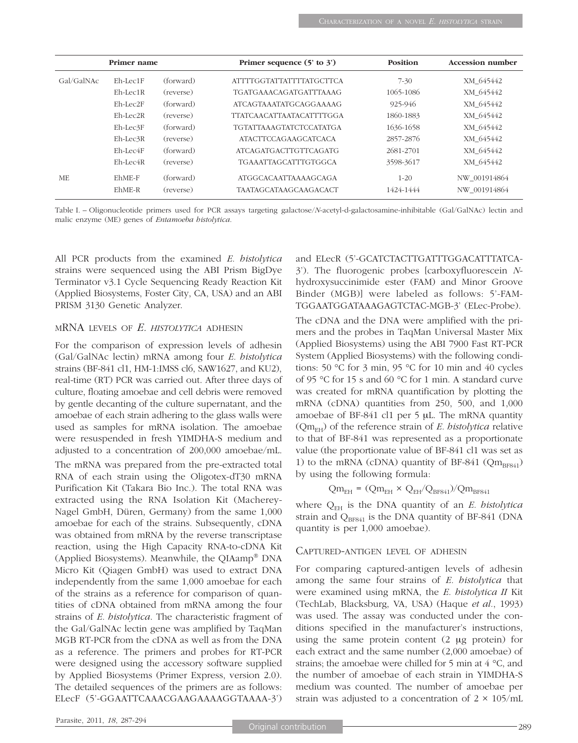| Primer name | | | Primer sequence (5' to 3') | Position | Accession number |
|---|---|---|---|---|---|
| Gal/GalNAc | Eh-Lec1F | (forward) | ATTTTGGTATTATTTTATGCTTCA | 7-30 | XM_645442 |
| | Eh-Lec1R | (reverse) | TGATGAAACAGATGATTTAAAG | 1065-1086 | XM_645442 |
| | Eh-Lec2F | (forward) | ATCAGTAAATATGCAGGAAAAG | 925-946 | XM_645442 |
| | Eh-Lec2R | (reverse) | TTATCAACATTAATACATTTTGGA | 1860-1883 | XM_645442 |
| | Eh-Lec3F | (forward) | TGTATTAAAGTATCTCCATATGA | 1636-1658 | XM_645442 |
| | Eh-Lec3R | (reverse) | ATACTTCCAGAAGCATCACA | 2857-2876 | XM_645442 |
| | Eh-Lec4F | (forward) | ATCAGATGACTTGTTCAGATG | 2681-2701 | XM_645442 |
| | Eh-Lec4R | (reverse) | TGAAATTAGCATTTGTGGCA | 3598-3617 | XM_645442 |
| ME | EhME-F | (forward) | ATGGCACAATTAAAAGCAGA | 1-20 | NW_001914864 |
| | EhME-R | (reverse) | TAATAGCATAAGCAAGACACT | 1424-1444 | NW_001914864 |

Table I. – Oligonucleotide primers used for PCR assays targeting galactose/*N*-acetyl-d-galactosamine-inhibitable (Gal/GalNAc) lectin and malic enzyme (ME) genes of *Entamoeba histolytica*.

All PCR products from the examined *E. histolytica* strains were sequenced using the ABI Prism BigDye Terminator v3.1 Cycle Sequencing Ready Reaction Kit (Applied Biosystems, Foster City, CA, USA) and an ABI PRISM 3130 Genetic Analyzer.

## mRNA levels of *E. histolytica* adhesin

For the comparison of expression levels of adhesin (Gal/GalNAc lectin) mRNA among four *E. histolytica* strains (BF-841 cl1, HM-1:IMSS cl6, SAW1627, and KU2), real-time (RT) PCR was carried out. After three days of culture, floating amoebae and cell debris were removed by gentle decanting of the culture supernatant, and the amoebae of each strain adhering to the glass walls were used as samples for mRNA isolation. The amoebae were resuspended in fresh YIMDHA-S medium and adjusted to a concentration of 200,000 amoebae/mL.

The mRNA was prepared from the pre-extracted total RNA of each strain using the Oligotex-dT30 mRNA Purification Kit (Takara Bio Inc.). The total RNA was extracted using the RNA Isolation Kit (Macherey-Nagel GmbH, Düren, Germany) from the same 1,000 amoebae for each of the strains. Subsequently, cDNA was obtained from mRNA by the reverse transcriptase reaction, using the High Capacity RNA-to-cDNA Kit (Applied Biosystems). Meanwhile, the QIAamp® DNA Micro Kit (Qiagen GmbH) was used to extract DNA independently from the same 1,000 amoebae for each of the strains as a reference for comparison of quantities of cDNA obtained from mRNA among the four strains of *E. histolytica*. The characteristic fragment of the Gal/GalNAc lectin gene was amplified by TaqMan MGB RT-PCR from the cDNA as well as from the DNA as a reference. The primers and probes for RT-PCR were designed using the accessory software supplied by Applied Biosystems (Primer Express, version 2.0). The detailed sequences of the primers are as follows: ELecF (5'-GGAATTCAAACGAAGAAAAGGTAAAA-3') and ELecR (5'-GCATCTACTTGATTTGGACATTTATCA-3'). The fluorogenic probes [carboxyfluorescein *N*-hydroxysuccinimide ester (FAM) and Minor Groove Binder (MGB)] were labeled as follows: 5'-FAM-TGGAATGGATAAAGAGTCTAC-MGB-3' (ELec-Probe).

The cDNA and the DNA were amplified with the primers and the probes in TaqMan Universal Master Mix (Applied Biosystems) using the ABI 7900 Fast RT-PCR System (Applied Biosystems) with the following conditions: 50 °C for 3 min, 95 °C for 10 min and 40 cycles of 95 °C for 15 s and 60 °C for 1 min. A standard curve was created for mRNA quantification by plotting the mRNA (cDNA) quantities from 250, 500, and 1,000 amoebae of BF-841 cl1 per 5 μL. The mRNA quantity ($Qm_{EH}$) of the reference strain of *E. histolytica* relative to that of BF-841 was represented as a proportionate value (the proportionate value of BF-841 cl1 was set as 1) to the mRNA (cDNA) quantity of BF-841 ($Qm_{BF841}$) by using the following formula:

$$Qm_{EH} = (Qm_{EH} \times Q_{EH}/Q_{BF841})/Qm_{BF841}$$

where $Q_{EH}$ is the DNA quantity of an *E. histolytica* strain and $Q_{BF841}$ is the DNA quantity of BF-841 (DNA quantity is per 1,000 amoebae).

## Captured-antigen level of adhesin

For comparing captured-antigen levels of adhesin among the same four strains of *E. histolytica* that were examined using mRNA, the *E. histolytica II* Kit (TechLab, Blacksburg, VA, USA) (Haque *et al.*, 1993) was used. The assay was conducted under the conditions specified in the manufacturer's instructions, using the same protein content (2 μg protein) for each extract and the same number (2,000 amoebae) of strains; the amoebae were chilled for 5 min at 4 °C, and the number of amoebae of each strain in YIMDHA-S medium was counted. The number of amoebae per strain was adjusted to a concentration of 2 × 105/mL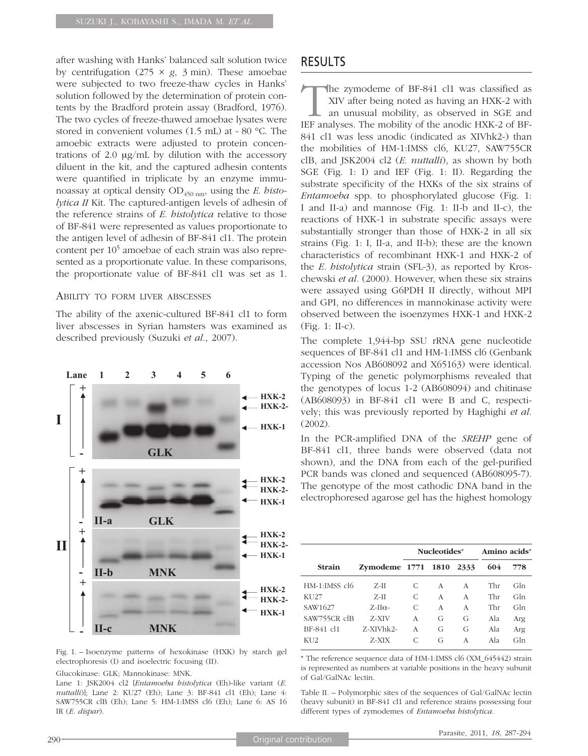after washing with Hanks' balanced salt solution twice by centrifugation (275 × *g*, 3 min). These amoebae were subjected to two freeze-thaw cycles in Hanks' solution followed by the determination of protein contents by the Bradford protein assay (Bradford, 1976). The two cycles of freeze-thawed amoebae lysates were stored in convenient volumes (1.5 mL) at - 80 °C. The amoebic extracts were adjusted to protein concentrations of 2.0 μg/mL by dilution with the accessory diluent in the kit, and the captured adhesin contents were quantified in triplicate by an enzyme immunoassay at optical density $OD_{450\ nm}$, using the *E. histolytica II* Kit. The captured-antigen levels of adhesin of the reference strains of *E. histolytica* relative to those of BF-841 were represented as values proportionate to the antigen level of adhesin of BF-841 cl1. The protein content per $10^5$ amoebae of each strain was also represented as a proportionate value. In these comparisons, the proportionate value of BF-841 cl1 was set as 1.

### Ability to form liver abscesses

The ability of the axenic-cultured BF-841 cl1 to form liver abscesses in Syrian hamsters was examined as described previously (Suzuki *et al.*, 2007).

Fig. 1. – Isoenzyme patterns of hexokinase (HXK) by starch gel electrophoresis (I) and isoelectric focusing (II).

Glucokinase: GLK; Mannokinase: MNK.

Lane 1: JSK2004 cl2 [*Entamoeba histolytica* (Eh)-like variant (*E. nuttalli*)]; Lane 2: KU27 (Eh); Lane 3: BF-841 cl1 (Eh); Lane 4: SAW755CR clB (Eh); Lane 5: HM-1:IMSS cl6 (Eh); Lane 6: AS 16 IR (*E. dispar*).

## RESULTS

The zymodeme of BF-841 cl1 was classified as XIV after being noted as having an HXK-2 with an unusual mobility, as observed in SGE and IEF analyses. The mobility of the anodic HXK-2 of BF-841 cl1 was less anodic (indicated as XIVhk2-) than the mobilities of HM-1:IMSS cl6, KU27, SAW755CR clB, and JSK2004 cl2 (*E. nuttalli*), as shown by both SGE (Fig. 1: I) and IEF (Fig. 1: II). Regarding the substrate specificity of the HXKs of the six strains of *Entamoeba* spp. to phosphorylated glucose (Fig. 1: I and II-a) and mannose (Fig. 1: II-b and II-c), the reactions of HXK-1 in substrate specific assays were substantially stronger than those of HXK-2 in all six strains (Fig. 1: I, II-a, and II-b); these are the known characteristics of recombinant HXK-1 and HXK-2 of the *E. histolytica* strain (SFL-3), as reported by Kroschewski *et al.* (2000). However, when these six strains were assayed using G6PDH II directly, without MPI and GPI, no differences in mannokinase activity were observed between the isoenzymes HXK-1 and HXK-2 (Fig. 1: II-c).

The complete 1,944-bp SSU rRNA gene nucleotide sequences of BF-841 cl1 and HM-1:IMSS cl6 (Genbank accession Nos AB608092 and X65163) were identical. Typing of the genetic polymorphisms revealed that the genotypes of locus 1-2 (AB608094) and chitinase (AB608093) in BF-841 cl1 were B and C, respectively; this was previously reported by Haghighi *et al.* (2002).

In the PCR-amplified DNA of the *SREHP* gene of BF-841 cl1, three bands were observed (data not shown), and the DNA from each of the gel-purified PCR bands was cloned and sequenced (AB608095-7). The genotype of the most cathodic DNA band in the electrophoresed agarose gel has the highest homology

| Strain | Zymodeme | Nucleotides* | | | Amino acids* | |
|---|---|---|---|---|---|---|
| | | 1771 | 1810 | 2333 | 604 | 778 |
| HM-1:IMSS cl6 | Z-II | C | A | A | Thr | Gln |
| KU27 | Z-II | C | A | A | Thr | Gln |
| SAW1627 | Z-IIα- | C | A | A | Thr | Gln |
| SAW755CR clB | Z-XIV | A | G | G | Ala | Arg |
| BF-841 cl1 | Z-XIVhk2- | A | G | G | Ala | Arg |
| KU2 | Z-XIX | C | G | A | Ala | Gln |

* The reference sequence data of HM-1:IMSS cl6 (XM_645442) strain is represented as numbers at variable positions in the heavy subunit of Gal/GalNAc lectin.

Table II. – Polymorphic sites of the sequences of Gal/GalNAc lectin (heavy subunit) in BF-841 cl1 and reference strains possessing four different types of zymodemes of *Entamoeba histolytica*.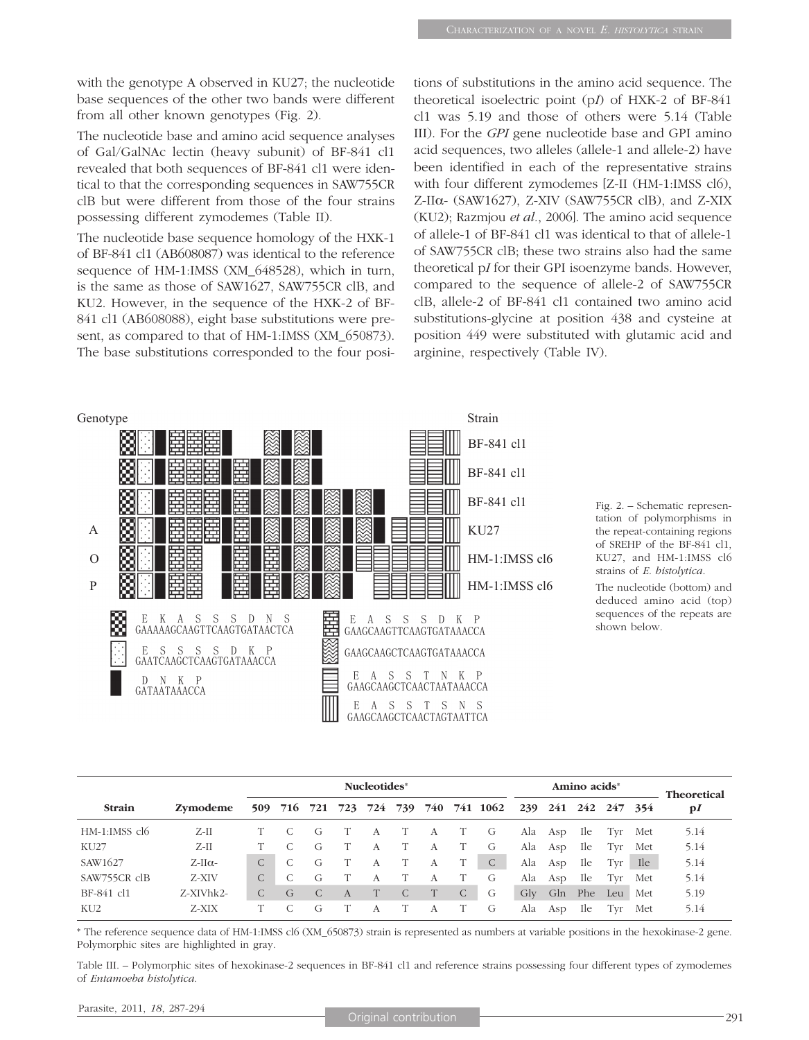with the genotype A observed in KU27; the nucleotide base sequences of the other two bands were different from all other known genotypes (Fig. 2).

The nucleotide base and amino acid sequence analyses of Gal/GalNAc lectin (heavy subunit) of BF-841 cl1 revealed that both sequences of BF-841 cl1 were identical to that the corresponding sequences in SAW755CR clB but were different from those of the four strains possessing different zymodemes (Table II).

The nucleotide base sequence homology of the HXK-1 of BF-841 cl1 (AB608087) was identical to the reference sequence of HM-1:IMSS (XM_648528), which in turn, is the same as those of SAW1627, SAW755CR clB, and KU2. However, in the sequence of the HXK-2 of BF-841 cl1 (AB608088), eight base substitutions were present, as compared to that of HM-1:IMSS (XM_650873). The base substitutions corresponded to the four positions of substitutions in the amino acid sequence. The theoretical isoelectric point (p*I*) of HXK-2 of BF-841 cl1 was 5.19 and those of others were 5.14 (Table III). For the *GPI* gene nucleotide base and GPI amino acid sequences, two alleles (allele-1 and allele-2) have been identified in each of the representative strains with four different zymodemes [Z-II (HM-1:IMSS cl6), Z-IIα- (SAW1627), Z-XIV (SAW755CR clB), and Z-XIX (KU2); Razmjou *et al.*, 2006]. The amino acid sequence of allele-1 of BF-841 cl1 was identical to that of allele-1 of SAW755CR clB; these two strains also had the same theoretical p*I* for their GPI isoenzyme bands. However, compared to the sequence of allele-2 of SAW755CR clB, allele-2 of BF-841 cl1 contained two amino acid substitutions-glycine at position 438 and cysteine at position 449 were substituted with glutamic acid and arginine, respectively (Table IV).

Fig. 2. – Schematic representation of polymorphisms in the repeat-containing regions of SREHP of the BF-841 cl1, KU27, and HM-1:IMSS cl6 strains of *E. histolytica*.

The nucleotide (bottom) and deduced amino acid (top) sequences of the repeats are shown below.

| Genotype | Strain |
|---|---|
| | BF-841 cl1 |
| | BF-841 cl1 |
| | BF-841 cl1 |
| A | KU27 |
| O | HM-1:IMSS cl6 |
| P | HM-1:IMSS cl6 |

```
E K A S S S D N S
GAAAAAGCAAGTTCAAGTGATAACTCA

E S S S S D K P
GAATCAAGCTCAAGTGATAAACCA

D N K P
GATAATAAACCA

E A S S S D K P
GAAGCAAGTTCAAGTGATAAACCA

GAAGCAAGCTCAAGTGATAAACCA

E A S S T N K P
GAAGCAAGCTCAACTAATAAACCA

E A S S T S N S
GAAGCAAGCTCAACTAGTAATTCA
```

| Strain | Zymodeme | Nucleotides* | | | | | | | | | Amino acids* | | | | | Theoretical p*I* |
|---|---|---|---|---|---|---|---|---|---|---|---|---|---|---|---|---|
| | | 509 | 716 | 721 | 723 | 724 | 739 | 740 | 741 | 1062 | 239 | 241 | 242 | 247 | 354 | |
| HM-1:IMSS cl6 | Z-II | T | C | G | T | A | T | A | T | G | Ala | Asp | Ile | Tyr | Met | 5.14 |
| KU27 | Z-II | T | C | G | T | A | T | A | T | G | Ala | Asp | Ile | Tyr | Met | 5.14 |
| SAW1627 | Z-IIα- | C | C | G | T | A | T | A | T | C | Ala | Asp | Ile | Tyr | Ile | 5.14 |
| SAW755CR clB | Z-XIV | C | C | G | T | A | T | A | T | G | Ala | Asp | Ile | Tyr | Met | 5.14 |
| BF-841 cl1 | Z-XIVhk2- | C | G | C | A | T | C | T | C | G | Gly | Gln | Phe | Leu | Met | 5.19 |
| KU2 | Z-XIX | T | C | G | T | A | T | A | T | G | Ala | Asp | Ile | Tyr | Met | 5.14 |

* The reference sequence data of HM-1:IMSS cl6 (XM_650873) strain is represented as numbers at variable positions in the hexokinase-2 gene. Polymorphic sites are highlighted in gray.

Table III. – Polymorphic sites of hexokinase-2 sequences in BF-841 cl1 and reference strains possessing four different types of zymodemes of *Entamoeba histolytica*.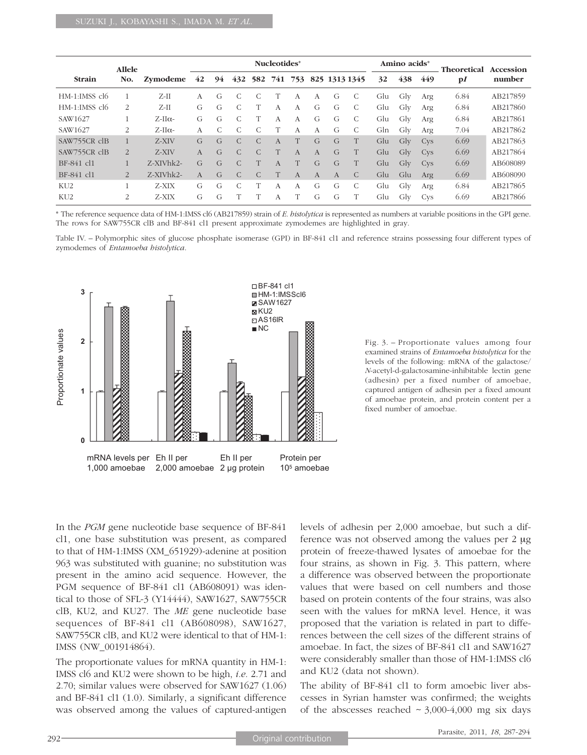| Strain | Allele No. | Zymodeme | Nucleotides* | | | | | | | | | Amino acids* | | | Theoretical p*I* | Accession number |
|---|---|---|---|---|---|---|---|---|---|---|---|---|---|---|---|---|
| | | | 42 | 94 | 432 | 582 | 741 | 753 | 825 | 1313 | 1345 | 32 | 438 | 449 | | |
| HM-1:IMSS cl6 | 1 | Z-II | A | G | C | C | T | A | A | G | C | Glu | Gly | Arg | 6.84 | AB217859 |
| HM-1:IMSS cl6 | 2 | Z-II | G | G | C | T | A | A | G | G | C | Glu | Gly | Arg | 6.84 | AB217860 |
| SAW1627 | 1 | Z-IIα- | G | G | C | T | A | A | G | G | C | Glu | Gly | Arg | 6.84 | AB217861 |
| SAW1627 | 2 | Z-IIα- | A | C | C | C | T | A | A | G | C | Gln | Gly | Arg | 7.04 | AB217862 |
| SAW755CR clB | 1 | Z-XIV | G | G | C | C | A | T | G | G | T | Glu | Gly | Cys | 6.69 | AB217863 |
| SAW755CR clB | 2 | Z-XIV | A | G | C | C | T | A | A | G | T | Glu | Gly | Cys | 6.69 | AB217864 |
| BF-841 cl1 | 1 | Z-XIVhk2- | G | G | C | T | A | T | G | G | T | Glu | Gly | Cys | 6.69 | AB608089 |
| BF-841 cl1 | 2 | Z-XIVhk2- | A | G | C | C | T | A | A | A | C | Glu | Glu | Arg | 6.69 | AB608090 |
| KU2 | 1 | Z-XIX | G | G | C | T | A | A | G | G | C | Glu | Gly | Arg | 6.84 | AB217865 |
| KU2 | 2 | Z-XIX | G | G | T | T | A | T | G | G | T | Glu | Gly | Cys | 6.69 | AB217866 |

* The reference sequence data of HM-1:IMSS cl6 (AB217859) strain of *E. histolytica* is represented as numbers at variable positions in the GPI gene. The rows for SAW755CR clB and BF-841 cl1 present approximate zymodemes are highlighted in gray.

Table IV. – Polymorphic sites of glucose phosphate isomerase (GPI) in BF-841 cl1 and reference strains possessing four different types of zymodemes of *Entamoeba histolytica*.

Fig. 3. – Proportionate values among four examined strains of *Entamoeba histolytica* for the levels of the following: mRNA of the galactose/*N*-acetyl-d-galactosamine-inhibitable lectin gene (adhesin) per a fixed number of amoebae, captured antigen of adhesin per a fixed amount of amoebae protein, and protein content per a fixed number of amoebae.

In the *PGM* gene nucleotide base sequence of BF-841 cl1, one base substitution was present, as compared to that of HM-1:IMSS (XM_651929)-adenine at position 963 was substituted with guanine; no substitution was present in the amino acid sequence. However, the PGM sequence of BF-841 cl1 (AB608091) was identical to those of SFL-3 (Y14444), SAW1627, SAW755CR clB, KU2, and KU27. The *ME* gene nucleotide base sequences of BF-841 cl1 (AB608098), SAW1627, SAW755CR clB, and KU2 were identical to that of HM-1: IMSS (NW_001914864).

The proportionate values for mRNA quantity in HM-1: IMSS cl6 and KU2 were shown to be high, *i.e.* 2.71 and 2.70; similar values were observed for SAW1627 (1.06) and BF-841 cl1 (1.0). Similarly, a significant difference was observed among the values of captured-antigen levels of adhesin per 2,000 amoebae, but such a difference was not observed among the values per 2 μg protein of freeze-thawed lysates of amoebae for the four strains, as shown in Fig. 3. This pattern, where a difference was observed between the proportionate values that were based on cell numbers and those based on protein contents of the four strains, was also seen with the values for mRNA level. Hence, it was proposed that the variation is related in part to differences between the cell sizes of the different strains of amoebae. In fact, the sizes of BF-841 cl1 and SAW1627 were considerably smaller than those of HM-1:IMSS cl6 and KU2 (data not shown).

The ability of BF-841 cl1 to form amoebic liver abscesses in Syrian hamster was confirmed; the weights of the abscesses reached ~ 3,000-4,000 mg six days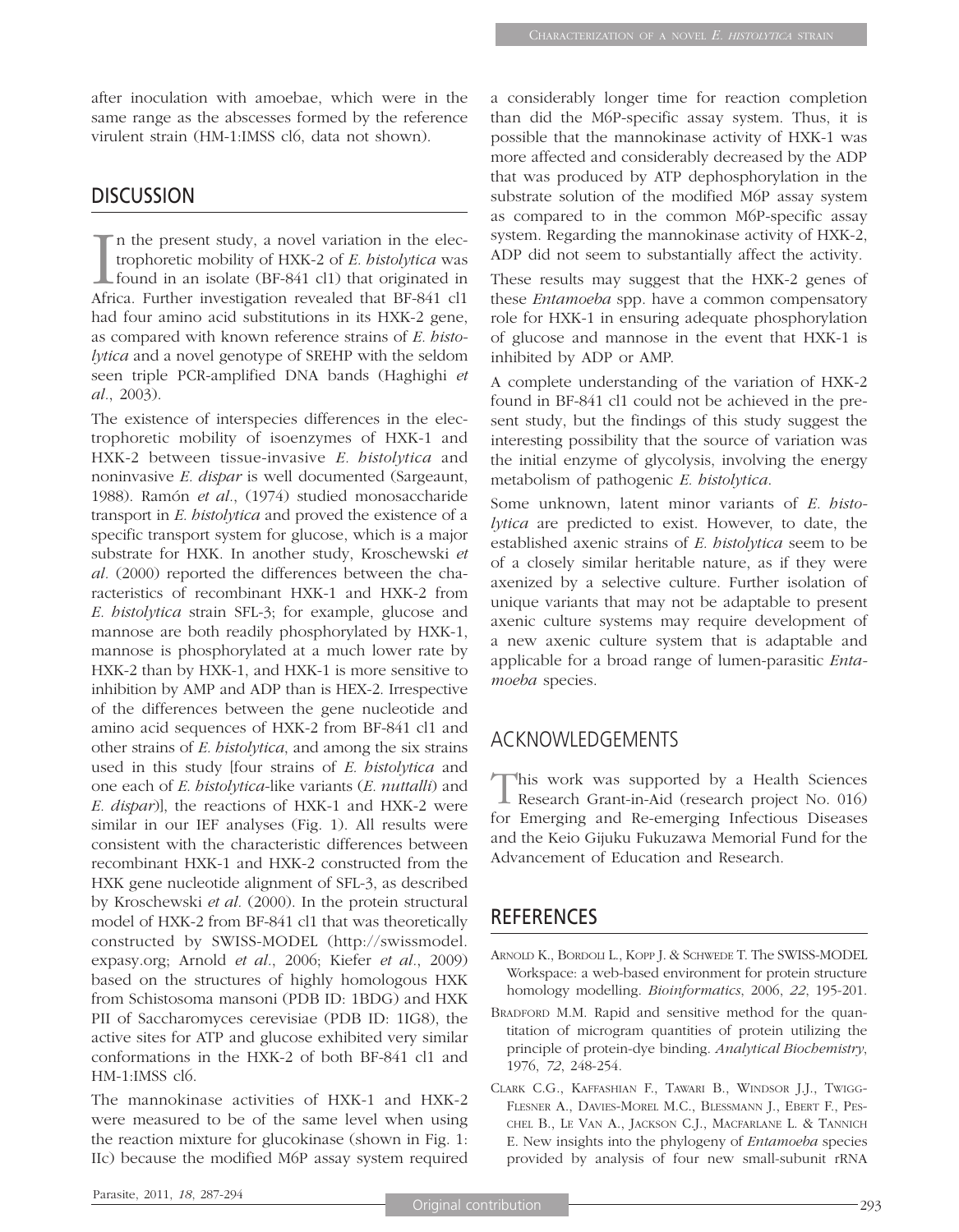after inoculation with amoebae, which were in the same range as the abscesses formed by the reference virulent strain (HM-1:IMSS cl6, data not shown).

## DISCUSSION

In the present study, a novel variation in the electrophoretic mobility of HXK-2 of *E. histolytica* was found in an isolate (BF-841 cl1) that originated in Africa. Further investigation revealed that BF-841 cl1 had four amino acid substitutions in its HXK-2 gene, as compared with known reference strains of *E. histolytica* and a novel genotype of SREHP with the seldom seen triple PCR-amplified DNA bands (Haghighi *et al*., 2003).

The existence of interspecies differences in the electrophoretic mobility of isoenzymes of HXK-1 and HXK-2 between tissue-invasive *E. histolytica* and noninvasive *E. dispar* is well documented (Sargeaunt, 1988). Ramón *et al*., (1974) studied monosaccharide transport in *E. histolytica* and proved the existence of a specific transport system for glucose, which is a major substrate for HXK. In another study, Kroschewski *et al.* (2000) reported the differences between the characteristics of recombinant HXK-1 and HXK-2 from *E. histolytica* strain SFL-3; for example, glucose and mannose are both readily phosphorylated by HXK-1, mannose is phosphorylated at a much lower rate by HXK-2 than by HXK-1, and HXK-1 is more sensitive to inhibition by AMP and ADP than is HEX-2. Irrespective of the differences between the gene nucleotide and amino acid sequences of HXK-2 from BF-841 cl1 and other strains of *E. histolytica*, and among the six strains used in this study [four strains of *E. histolytica* and one each of *E. histolytica*-like variants (*E. nuttalli*) and *E. dispar*)], the reactions of HXK-1 and HXK-2 were similar in our IEF analyses (Fig. 1). All results were consistent with the characteristic differences between recombinant HXK-1 and HXK-2 constructed from the HXK gene nucleotide alignment of SFL-3, as described by Kroschewski *et al.* (2000). In the protein structural model of HXK-2 from BF-841 cl1 that was theoretically constructed by SWISS-MODEL (http://swissmodel.expasy.org; Arnold *et al*., 2006; Kiefer *et al*., 2009) based on the structures of highly homologous HXK from Schistosoma mansoni (PDB ID: 1BDG) and HXK PII of Saccharomyces cerevisiae (PDB ID: 1IG8), the active sites for ATP and glucose exhibited very similar conformations in the HXK-2 of both BF-841 cl1 and HM-1:IMSS cl6.

The mannokinase activities of HXK-1 and HXK-2 were measured to be of the same level when using the reaction mixture for glucokinase (shown in Fig. 1: IIc) because the modified M6P assay system required a considerably longer time for reaction completion than did the M6P-specific assay system. Thus, it is possible that the mannokinase activity of HXK-1 was more affected and considerably decreased by the ADP that was produced by ATP dephosphorylation in the substrate solution of the modified M6P assay system as compared to in the common M6P-specific assay system. Regarding the mannokinase activity of HXK-2, ADP did not seem to substantially affect the activity.

These results may suggest that the HXK-2 genes of these *Entamoeba* spp. have a common compensatory role for HXK-1 in ensuring adequate phosphorylation of glucose and mannose in the event that HXK-1 is inhibited by ADP or AMP.

A complete understanding of the variation of HXK-2 found in BF-841 cl1 could not be achieved in the present study, but the findings of this study suggest the interesting possibility that the source of variation was the initial enzyme of glycolysis, involving the energy metabolism of pathogenic *E. histolytica*.

Some unknown, latent minor variants of *E. histolytica* are predicted to exist. However, to date, the established axenic strains of *E. histolytica* seem to be of a closely similar heritable nature, as if they were axenized by a selective culture. Further isolation of unique variants that may not be adaptable to present axenic culture systems may require development of a new axenic culture system that is adaptable and applicable for a broad range of lumen-parasitic *Entamoeba* species.

## ACKNOWLEDGEMENTS

This work was supported by a Health Sciences Research Grant-in-Aid (research project No. 016) for Emerging and Re-emerging Infectious Diseases and the Keio Gijuku Fukuzawa Memorial Fund for the Advancement of Education and Research.

## REFERENCES

- Arnold K., Bordoli L., Kopp J. & Schwede T. The SWISS-MODEL Workspace: a web-based environment for protein structure homology modelling. *Bioinformatics*, 2006, *22*, 195-201.
- Bradford M.M. Rapid and sensitive method for the quantitation of microgram quantities of protein utilizing the principle of protein-dye binding. *Analytical Biochemistry*, 1976, *72*, 248-254.
- Clark C.G., Kaffashian F., Tawari B., Windsor J.J., Twigg-Flesner A., Davies-Morel M.C., Blessmann J., Ebert F., Peschel B., Le Van A., Jackson C.J., Macfarlane L. & Tannich E. New insights into the phylogeny of *Entamoeba* species provided by analysis of four new small-subunit rRNA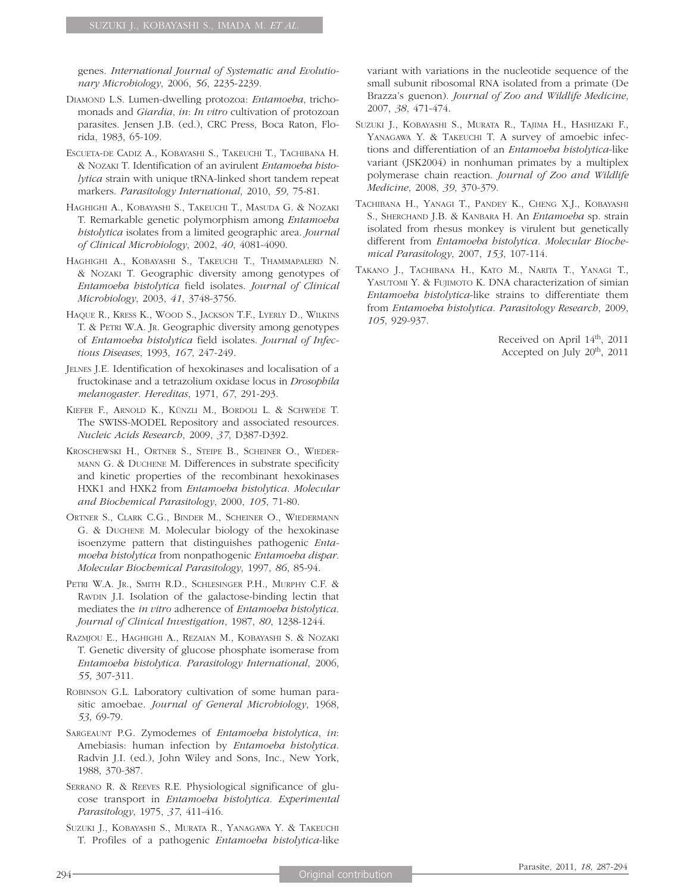genes. *International Journal of Systematic and Evolutionary Microbiology*, 2006, *56*, 2235-2239.

Diamond L.S. Lumen-dwelling protozoa: *Entamoeba*, trichomonads and *Giardia*, *in*: *In vitro* cultivation of protozoan parasites. Jensen J.B. (ed.), CRC Press, Boca Raton, Florida, 1983, 65-109.

Escueta-de Cadiz A., Kobayashi S., Takeuchi T., Tachibana H. & Nozaki T. Identification of an avirulent *Entamoeba histolytica* strain with unique tRNA-linked short tandem repeat markers. *Parasitology International*, 2010, *59*, 75-81.

Haghighi A., Kobayashi S., Takeuchi T., Masuda G. & Nozaki T. Remarkable genetic polymorphism among *Entamoeba histolytica* isolates from a limited geographic area. *Journal of Clinical Microbiology*, 2002, *40*, 4081-4090.

Haghighi A., Kobayashi S., Takeuchi T., Thammapalerd N. & Nozaki T. Geographic diversity among genotypes of *Entamoeba histolytica* field isolates. *Journal of Clinical Microbiology*, 2003, *41*, 3748-3756.

Haque R., Kress K., Wood S., Jackson T.F., Lyerly D., Wilkins T. & Petri W.A. Jr. Geographic diversity among genotypes of *Entamoeba histolytica* field isolates. *Journal of Infectious Diseases*, 1993, *167*, 247-249.

Jelnes J.E. Identification of hexokinases and localisation of a fructokinase and a tetrazolium oxidase locus in *Drosophila melanogaster*. *Hereditas*, 1971, *67*, 291-293.

Kiefer F., Arnold K., Künzli M., Bordoli L. & Schwede T. The SWISS-MODEL Repository and associated resources. *Nucleic Acids Research*, 2009, *37*, D387-D392.

Kroschewski H., Ortner S., Steipe B., Scheiner O., Wiedermann G. & Duchene M. Differences in substrate specificity and kinetic properties of the recombinant hexokinases HXK1 and HXK2 from *Entamoeba histolytica*. *Molecular and Biochemical Parasitology*, 2000, *105*, 71-80.

Ortner S., Clark C.G., Binder M., Scheiner O., Wiedermann G. & Duchene M. Molecular biology of the hexokinase isoenzyme pattern that distinguishes pathogenic *Entamoeba histolytica* from nonpathogenic *Entamoeba dispar*. *Molecular Biochemical Parasitology*, 1997, *86*, 85-94.

Petri W.A. Jr., Smith R.D., Schlesinger P.H., Murphy C.F. & Ravdin J.I. Isolation of the galactose-binding lectin that mediates the *in vitro* adherence of *Entamoeba histolytica*. *Journal of Clinical Investigation*, 1987, *80*, 1238-1244.

Razmjou E., Haghighi A., Rezaian M., Kobayashi S. & Nozaki T. Genetic diversity of glucose phosphate isomerase from *Entamoeba histolytica*. *Parasitology International*, 2006, *55*, 307-311.

Robinson G.L. Laboratory cultivation of some human parasitic amoebae. *Journal of General Microbiology*, 1968, *53*, 69-79.

Sargeaunt P.G. Zymodemes of *Entamoeba histolytica*, *in*: Amebiasis: human infection by *Entamoeba histolytica*. Radvin J.I. (ed.), John Wiley and Sons, Inc., New York, 1988, 370-387.

Serrano R. & Reeves R.E. Physiological significance of glucose transport in *Entamoeba histolytica*. *Experimental Parasitology*, 1975, *37*, 411-416.

Suzuki J., Kobayashi S., Murata R., Yanagawa Y. & Takeuchi T. Profiles of a pathogenic *Entamoeba histolytica*-like variant with variations in the nucleotide sequence of the small subunit ribosomal RNA isolated from a primate (De Brazza's guenon). *Journal of Zoo and Wildlife Medicine*, 2007, *38*, 471-474.

Suzuki J., Kobayashi S., Murata R., Tajima H., Hashizaki F., Yanagawa Y. & Takeuchi T. A survey of amoebic infections and differentiation of an *Entamoeba histolytica*-like variant (JSK2004) in nonhuman primates by a multiplex polymerase chain reaction. *Journal of Zoo and Wildlife Medicine*, 2008, *39*, 370-379.

Tachibana H., Yanagi T., Pandey K., Cheng X.J., Kobayashi S., Sherchand J.B. & Kanbara H. An *Entamoeba* sp. strain isolated from rhesus monkey is virulent but genetically different from *Entamoeba histolytica*. *Molecular Biochemical Parasitology*, 2007, *153*, 107-114.

Takano J., Tachibana H., Kato M., Narita T., Yanagi T., Yasutomi Y. & Fujimoto K. DNA characterization of simian *Entamoeba histolytica*-like strains to differentiate them from *Entamoeba histolytica*. *Parasitology Research*, 2009, *105*, 929-937.

Received on April 14th, 2011
Accepted on July 20th, 2011